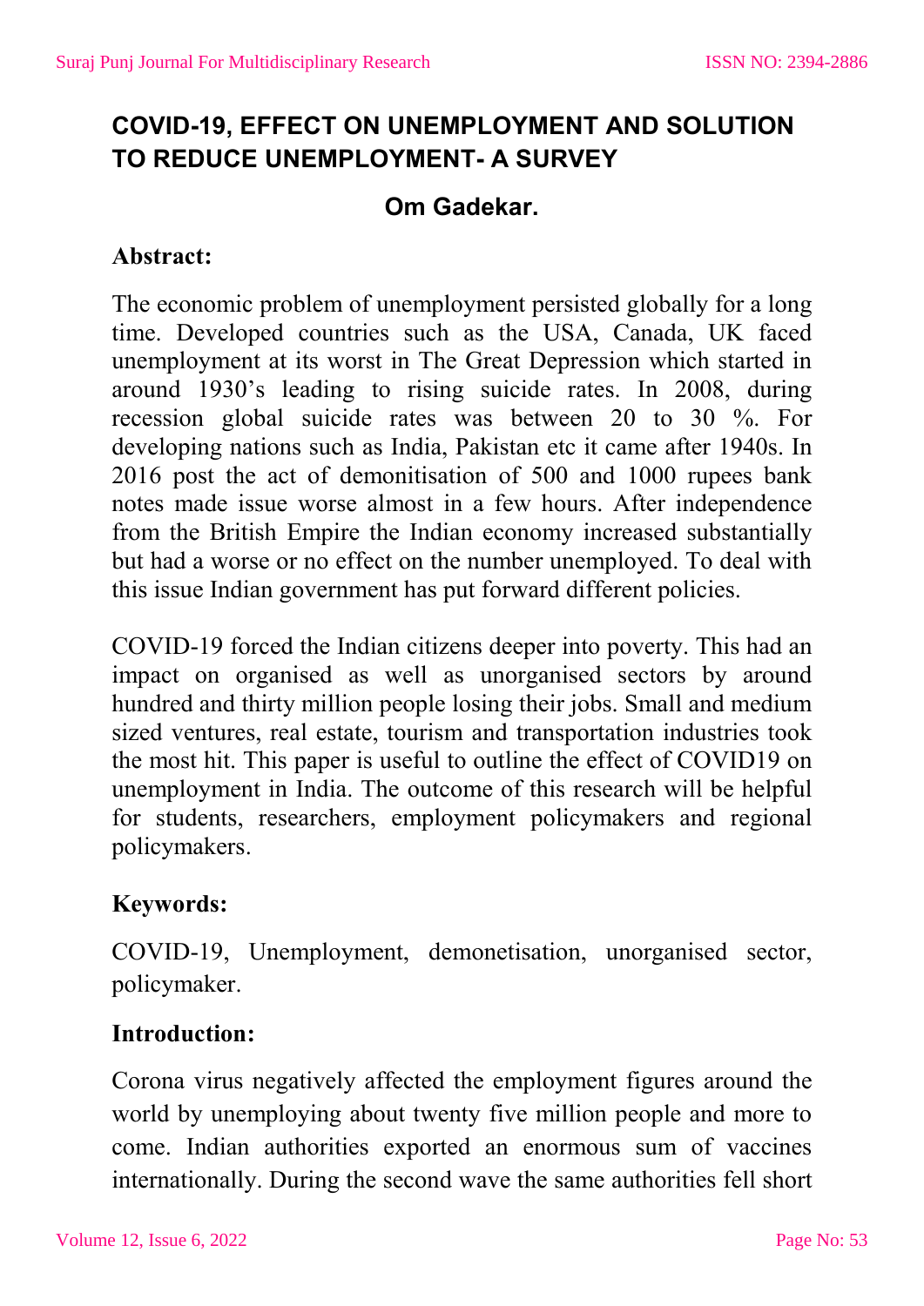# COVID-19, EFFECT ON UNEMPLOYMENT AND SOLUTION TO REDUCE UNEMPLOYMENT- A SURVEY

**Om Gadekar.**

**Abstract:**

The economic problem of unemployment persisted globally for a long time. Developed countries such as the USA, Canada, UK faced unemployment at its worst in The Great Depression which started in around 1930's leading to rising suicide rates. In 2008, during recession global suicide rates was between 20 to 30 %. For developing nations such as India, Pakistan etc it came after 1940s. In 2016 post the act of demonitisation of 500 and 1000 rupees bank notes made issue worse almost in a few hours. After independence from the British Empire the Indian economy increased substantially but had a worse or no effect on the number unemployed. To deal with this issue Indian government has put forward different policies.

COVID-19 forced the Indian citizens deeper into poverty. This had an impact on organised as well as unorganised sectors by around hundred and thirty million people losing their jobs. Small and medium sized ventures, real estate, tourism and transportation industries took the most hit. This paper is useful to outline the effect of COVID19 on unemployment in India. The outcome of this research will be helpful for students, researchers, employment policymakers and regional policymakers.

**Keywords:**

COVID-19, Unemployment, demonetisation, unorganised sector, policymaker.

**Introduction:**

Corona virus negatively affected the employment figures around the world by unemploying about twenty five million people and more to come. Indian authorities exported an enormous sum of vaccines internationally. During the second wave the same authorities fell short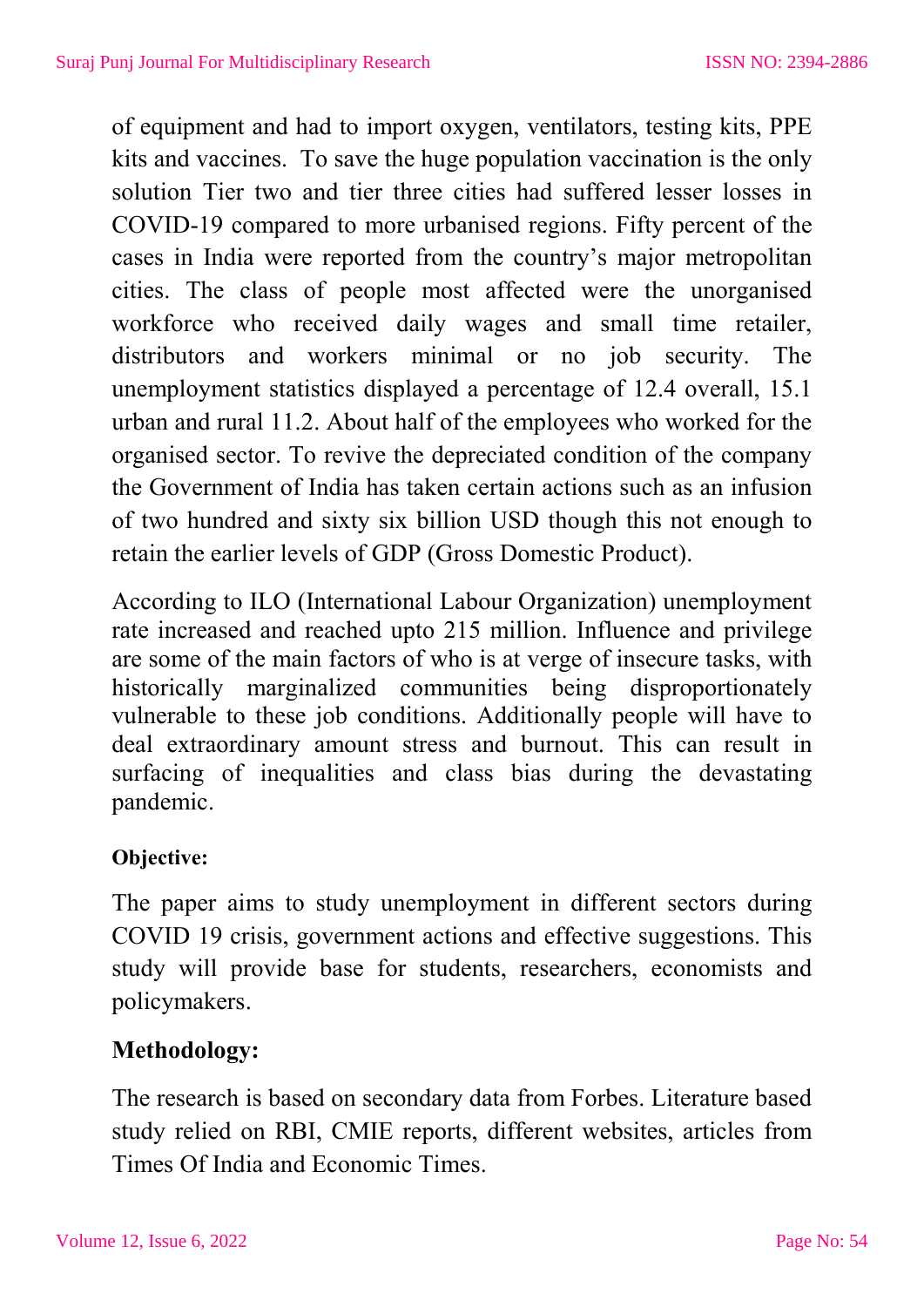of equipment and had to import oxygen, ventilators, testing kits, PPE kits and vaccines. To save the huge population vaccination is the only solution Tier two and tier three cities had suffered lesser losses in COVID-19 compared to more urbanised regions. Fifty percent of the cases in India were reported from the country's major metropolitan cities. The class of people most affected were the unorganised workforce who received daily wages and small time retailer, distributors and workers minimal or no job security. The unemployment statistics displayed a percentage of 12.4 overall, 15.1 urban and rural 11.2. About half of the employees who worked for the organised sector. To revive the depreciated condition of the company the Government of India has taken certain actions such as an infusion of two hundred and sixty six billion USD though this not enough to retain the earlier levels of GDP (Gross Domestic Product).

According to ILO (International Labour Organization) unemployment rate increased and reached upto 215 million. Influence and privilege are some of the main factors of who is at verge of insecure tasks, with historically marginalized communities being disproportionately vulnerable to these job conditions. Additionally people will have to deal extraordinary amount stress and burnout. This can result in surfacing of inequalities and class bias during the devastating pandemic.

**Objective:**

The paper aims to study unemployment in different sectors during COVID 19 crisis, government actions and effective suggestions. This study will provide base for students, researchers, economists and policymakers.

## Methodology:

The research is based on secondary data from Forbes. Literature based study relied on RBI, CMIE reports, different websites, articles from Times Of India and Economic Times.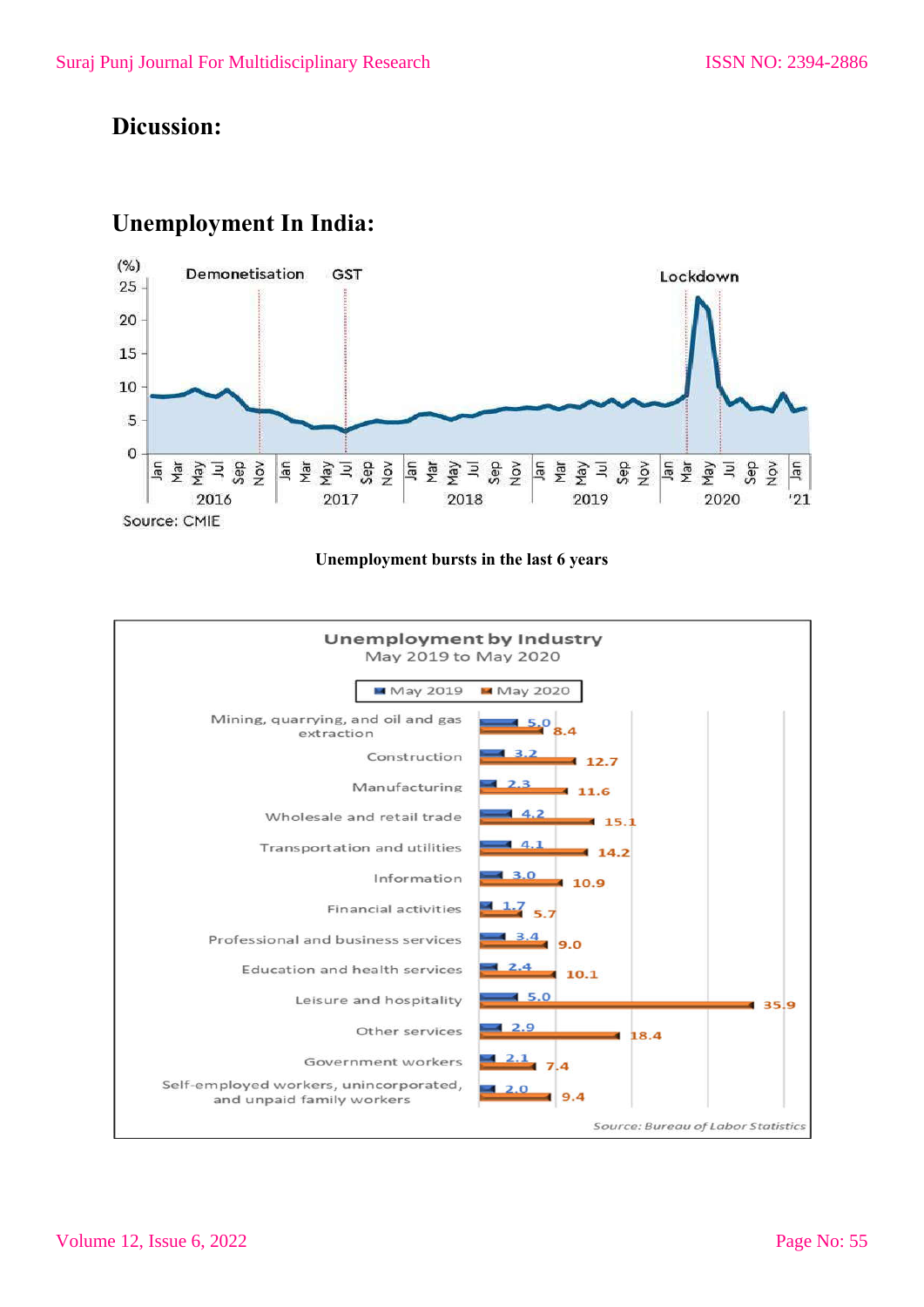## Dicussion:

## Unemployment In India:

Unemployment bursts in the last 6 years

**Unemployment by Industry**
May 2019 to May 2020

| Industry | May 2019 | May 2020 |
|---|---|---|
| Mining, quarrying, and oil and gas extraction | 5.0 | 8.4 |
| Construction | 3.2 | 12.7 |
| Manufacturing | 2.3 | 11.6 |
| Wholesale and retail trade | 4.2 | 15.1 |
| Transportation and utilities | 4.1 | 14.2 |
| Information | 3.0 | 10.9 |
| Financial activities | 1.7 | 5.7 |
| Professional and business services | 3.4 | 9.0 |
| Education and health services | 2.4 | 10.1 |
| Leisure and hospitality | 5.0 | 35.9 |
| Other services | 2.9 | 18.4 |
| Government workers | 2.1 | 7.4 |
| Self-employed workers, unincorporated, and unpaid family workers | 2.0 | 9.4 |

Source: Bureau of Labor Statistics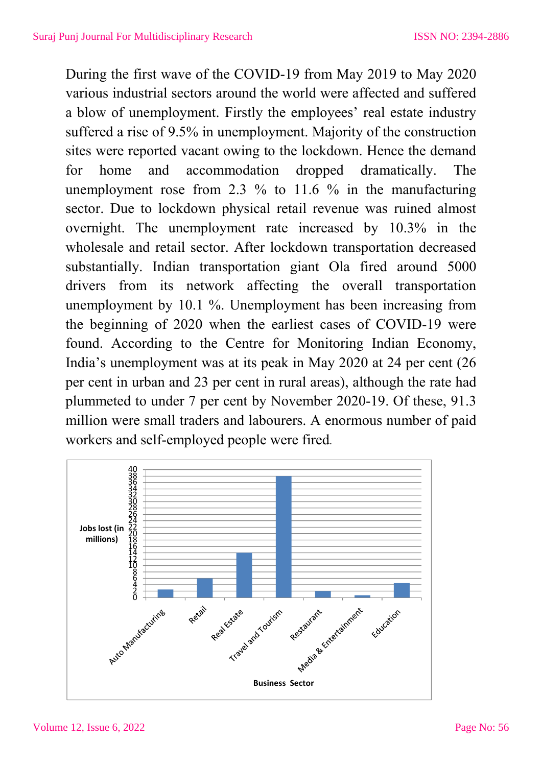During the first wave of the COVID-19 from May 2019 to May 2020 various industrial sectors around the world were affected and suffered a blow of unemployment. Firstly the employees' real estate industry suffered a rise of 9.5% in unemployment. Majority of the construction sites were reported vacant owing to the lockdown. Hence the demand for home and accommodation dropped dramatically. The unemployment rose from 2.3 % to 11.6 % in the manufacturing sector. Due to lockdown physical retail revenue was ruined almost overnight. The unemployment rate increased by 10.3% in the wholesale and retail sector. After lockdown transportation decreased substantially. Indian transportation giant Ola fired around 5000 drivers from its network affecting the overall transportation unemployment by 10.1 %. Unemployment has been increasing from the beginning of 2020 when the earliest cases of COVID-19 were found. According to the Centre for Monitoring Indian Economy, India's unemployment was at its peak in May 2020 at 24 per cent (26 per cent in urban and 23 per cent in rural areas), although the rate had plummeted to under 7 per cent by November 2020-19. Of these, 91.3 million were small traders and labourers. A enormous number of paid workers and self-employed people were fired.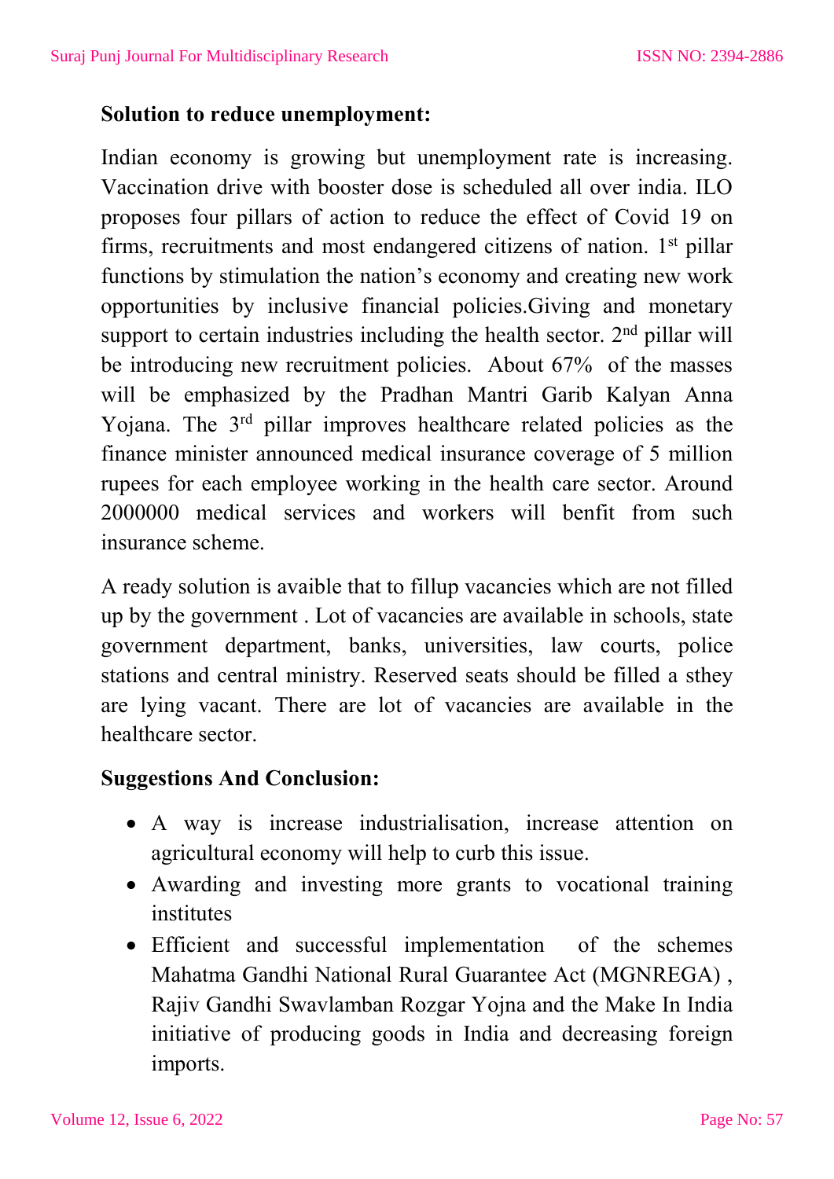**Solution to reduce unemployment:**

Indian economy is growing but unemployment rate is increasing. Vaccination drive with booster dose is scheduled all over india. ILO proposes four pillars of action to reduce the effect of Covid 19 on firms, recruitments and most endangered citizens of nation. 1st pillar functions by stimulation the nation's economy and creating new work opportunities by inclusive financial policies.Giving and monetary support to certain industries including the health sector. 2nd pillar will be introducing new recruitment policies. About 67% of the masses will be emphasized by the Pradhan Mantri Garib Kalyan Anna Yojana. The 3rd pillar improves healthcare related policies as the finance minister announced medical insurance coverage of 5 million rupees for each employee working in the health care sector. Around 2000000 medical services and workers will benfit from such insurance scheme.

A ready solution is avaible that to fillup vacancies which are not filled up by the government . Lot of vacancies are available in schools, state government department, banks, universities, law courts, police stations and central ministry. Reserved seats should be filled a sthey are lying vacant. There are lot of vacancies are available in the healthcare sector.

**Suggestions And Conclusion:**

- A way is increase industrialisation, increase attention on agricultural economy will help to curb this issue.
- Awarding and investing more grants to vocational training institutes
- Efficient and successful implementation of the schemes Mahatma Gandhi National Rural Guarantee Act (MGNREGA) , Rajiv Gandhi Swavlamban Rozgar Yojna and the Make In India initiative of producing goods in India and decreasing foreign imports.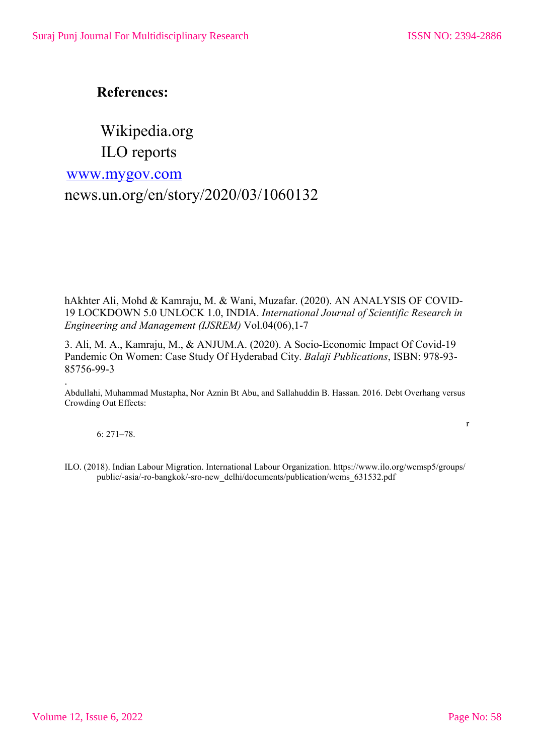**References:**

Wikipedia.org

ILO reports

[www.mygov.com](http://www.mygov.com)

news.un.org/en/story/2020/03/1060132

hAkhter Ali, Mohd & Kamraju, M. & Wani, Muzafar. (2020). AN ANALYSIS OF COVID-19 LOCKDOWN 5.0 UNLOCK 1.0, INDIA. *International Journal of Scientific Research in Engineering and Management (IJSREM)* Vol.04(06),1-7

3. Ali, M. A., Kamraju, M., & ANJUM.A. (2020). A Socio-Economic Impact Of Covid-19 Pandemic On Women: Case Study Of Hyderabad City. *Balaji Publications*, ISBN: 978-93-85756-99-3

.

Abdullahi, Muhammad Mustapha, Nor Aznin Bt Abu, and Sallahuddin B. Hassan. 2016. Debt Overhang versus Crowding Out Effects:

r

6: 271–78.

ILO. (2018). Indian Labour Migration. International Labour Organization. https://www.ilo.org/wcmsp5/groups/public/-asia/-ro-bangkok/-sro-new_delhi/documents/publication/wcms_631532.pdf